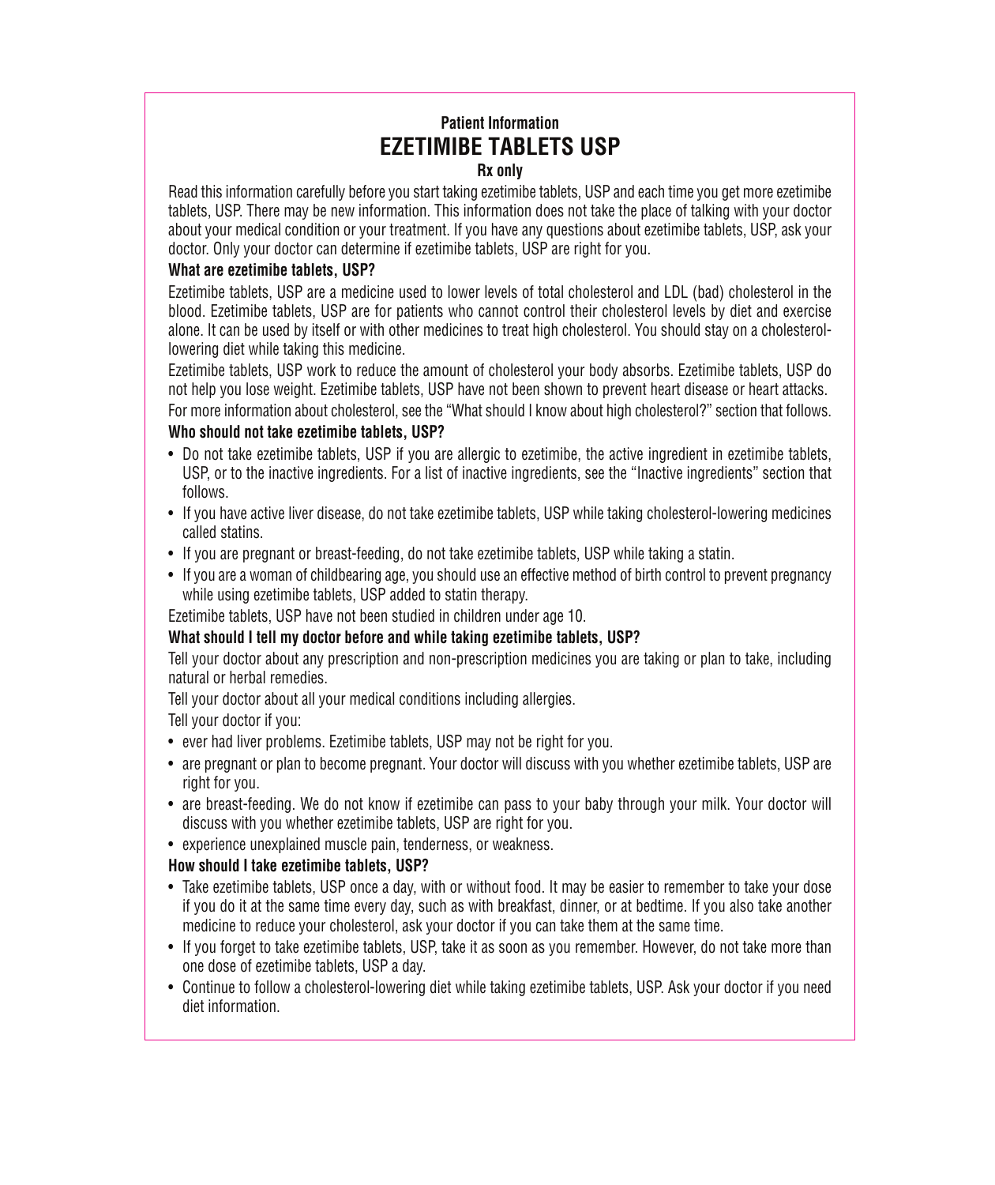**Patient Information**

# EZETIMIBE TABLETS USP

**Rx only**

Read this information carefully before you start taking ezetimibe tablets, USP and each time you get more ezetimibe tablets, USP. There may be new information. This information does not take the place of talking with your doctor about your medical condition or your treatment. If you have any questions about ezetimibe tablets, USP, ask your doctor. Only your doctor can determine if ezetimibe tablets, USP are right for you.

**What are ezetimibe tablets, USP?**

Ezetimibe tablets, USP are a medicine used to lower levels of total cholesterol and LDL (bad) cholesterol in the blood. Ezetimibe tablets, USP are for patients who cannot control their cholesterol levels by diet and exercise alone. It can be used by itself or with other medicines to treat high cholesterol. You should stay on a cholesterol-lowering diet while taking this medicine.

Ezetimibe tablets, USP work to reduce the amount of cholesterol your body absorbs. Ezetimibe tablets, USP do not help you lose weight. Ezetimibe tablets, USP have not been shown to prevent heart disease or heart attacks.

For more information about cholesterol, see the "What should I know about high cholesterol?" section that follows.

**Who should not take ezetimibe tablets, USP?**

- Do not take ezetimibe tablets, USP if you are allergic to ezetimibe, the active ingredient in ezetimibe tablets, USP, or to the inactive ingredients. For a list of inactive ingredients, see the "Inactive ingredients" section that follows.
- If you have active liver disease, do not take ezetimibe tablets, USP while taking cholesterol-lowering medicines called statins.
- If you are pregnant or breast-feeding, do not take ezetimibe tablets, USP while taking a statin.
- If you are a woman of childbearing age, you should use an effective method of birth control to prevent pregnancy while using ezetimibe tablets, USP added to statin therapy.

Ezetimibe tablets, USP have not been studied in children under age 10.

**What should I tell my doctor before and while taking ezetimibe tablets, USP?**

Tell your doctor about any prescription and non-prescription medicines you are taking or plan to take, including natural or herbal remedies.

Tell your doctor about all your medical conditions including allergies.

Tell your doctor if you:

- ever had liver problems. Ezetimibe tablets, USP may not be right for you.
- are pregnant or plan to become pregnant. Your doctor will discuss with you whether ezetimibe tablets, USP are right for you.
- are breast-feeding. We do not know if ezetimibe can pass to your baby through your milk. Your doctor will discuss with you whether ezetimibe tablets, USP are right for you.
- experience unexplained muscle pain, tenderness, or weakness.

**How should I take ezetimibe tablets, USP?**

- Take ezetimibe tablets, USP once a day, with or without food. It may be easier to remember to take your dose if you do it at the same time every day, such as with breakfast, dinner, or at bedtime. If you also take another medicine to reduce your cholesterol, ask your doctor if you can take them at the same time.
- If you forget to take ezetimibe tablets, USP, take it as soon as you remember. However, do not take more than one dose of ezetimibe tablets, USP a day.
- Continue to follow a cholesterol-lowering diet while taking ezetimibe tablets, USP. Ask your doctor if you need diet information.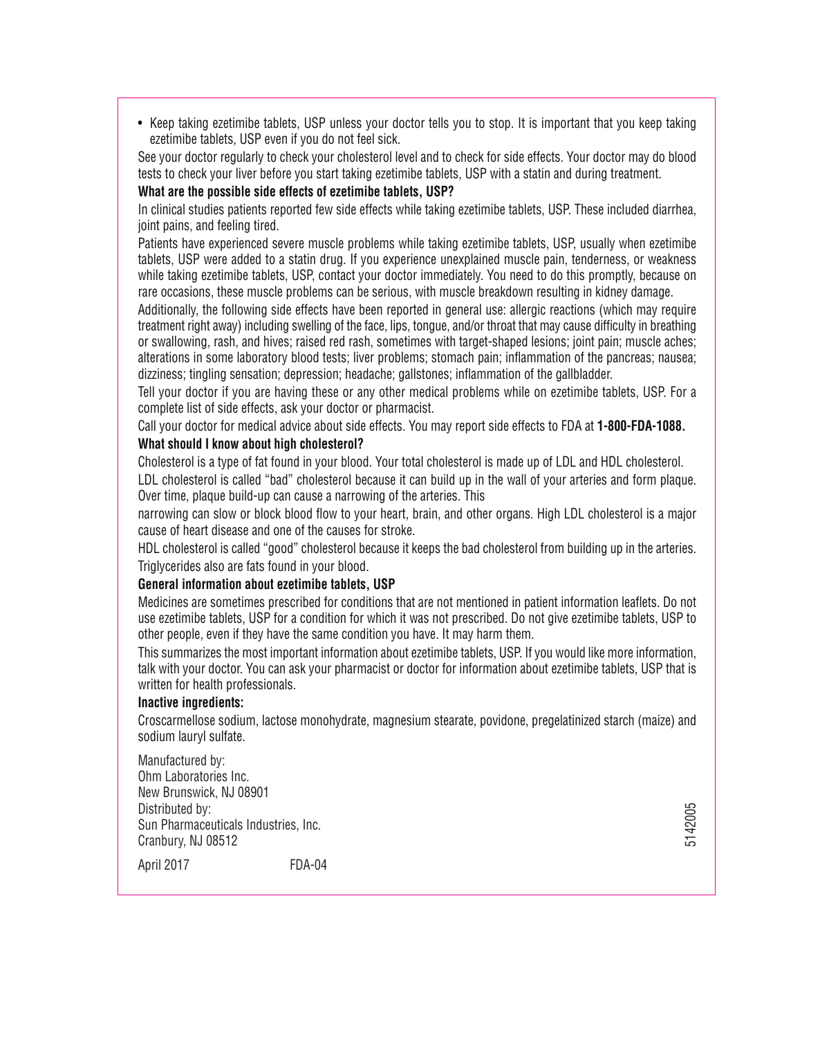- Keep taking ezetimibe tablets, USP unless your doctor tells you to stop. It is important that you keep taking ezetimibe tablets, USP even if you do not feel sick.

See your doctor regularly to check your cholesterol level and to check for side effects. Your doctor may do blood tests to check your liver before you start taking ezetimibe tablets, USP with a statin and during treatment.

**What are the possible side effects of ezetimibe tablets, USP?**

In clinical studies patients reported few side effects while taking ezetimibe tablets, USP. These included diarrhea, joint pains, and feeling tired.

Patients have experienced severe muscle problems while taking ezetimibe tablets, USP, usually when ezetimibe tablets, USP were added to a statin drug. If you experience unexplained muscle pain, tenderness, or weakness while taking ezetimibe tablets, USP, contact your doctor immediately. You need to do this promptly, because on rare occasions, these muscle problems can be serious, with muscle breakdown resulting in kidney damage.

Additionally, the following side effects have been reported in general use: allergic reactions (which may require treatment right away) including swelling of the face, lips, tongue, and/or throat that may cause difficulty in breathing or swallowing, rash, and hives; raised red rash, sometimes with target-shaped lesions; joint pain; muscle aches; alterations in some laboratory blood tests; liver problems; stomach pain; inflammation of the pancreas; nausea; dizziness; tingling sensation; depression; headache; gallstones; inflammation of the gallbladder.

Tell your doctor if you are having these or any other medical problems while on ezetimibe tablets, USP. For a complete list of side effects, ask your doctor or pharmacist.

Call your doctor for medical advice about side effects. You may report side effects to FDA at **1-800-FDA-1088.**

**What should I know about high cholesterol?**

Cholesterol is a type of fat found in your blood. Your total cholesterol is made up of LDL and HDL cholesterol.

LDL cholesterol is called "bad" cholesterol because it can build up in the wall of your arteries and form plaque. Over time, plaque build-up can cause a narrowing of the arteries. This narrowing can slow or block blood flow to your heart, brain, and other organs. High LDL cholesterol is a major cause of heart disease and one of the causes for stroke.

HDL cholesterol is called "good" cholesterol because it keeps the bad cholesterol from building up in the arteries.

Triglycerides also are fats found in your blood.

**General information about ezetimibe tablets, USP**

Medicines are sometimes prescribed for conditions that are not mentioned in patient information leaflets. Do not use ezetimibe tablets, USP for a condition for which it was not prescribed. Do not give ezetimibe tablets, USP to other people, even if they have the same condition you have. It may harm them.

This summarizes the most important information about ezetimibe tablets, USP. If you would like more information, talk with your doctor. You can ask your pharmacist or doctor for information about ezetimibe tablets, USP that is written for health professionals.

**Inactive ingredients:**

Croscarmellose sodium, lactose monohydrate, magnesium stearate, povidone, pregelatinized starch (maize) and sodium lauryl sulfate.

Manufactured by:
Ohm Laboratories Inc.
New Brunswick, NJ 08901
Distributed by:
Sun Pharmaceuticals Industries, Inc.
Cranbury, NJ 08512

April 2017 FDA-04

5142005